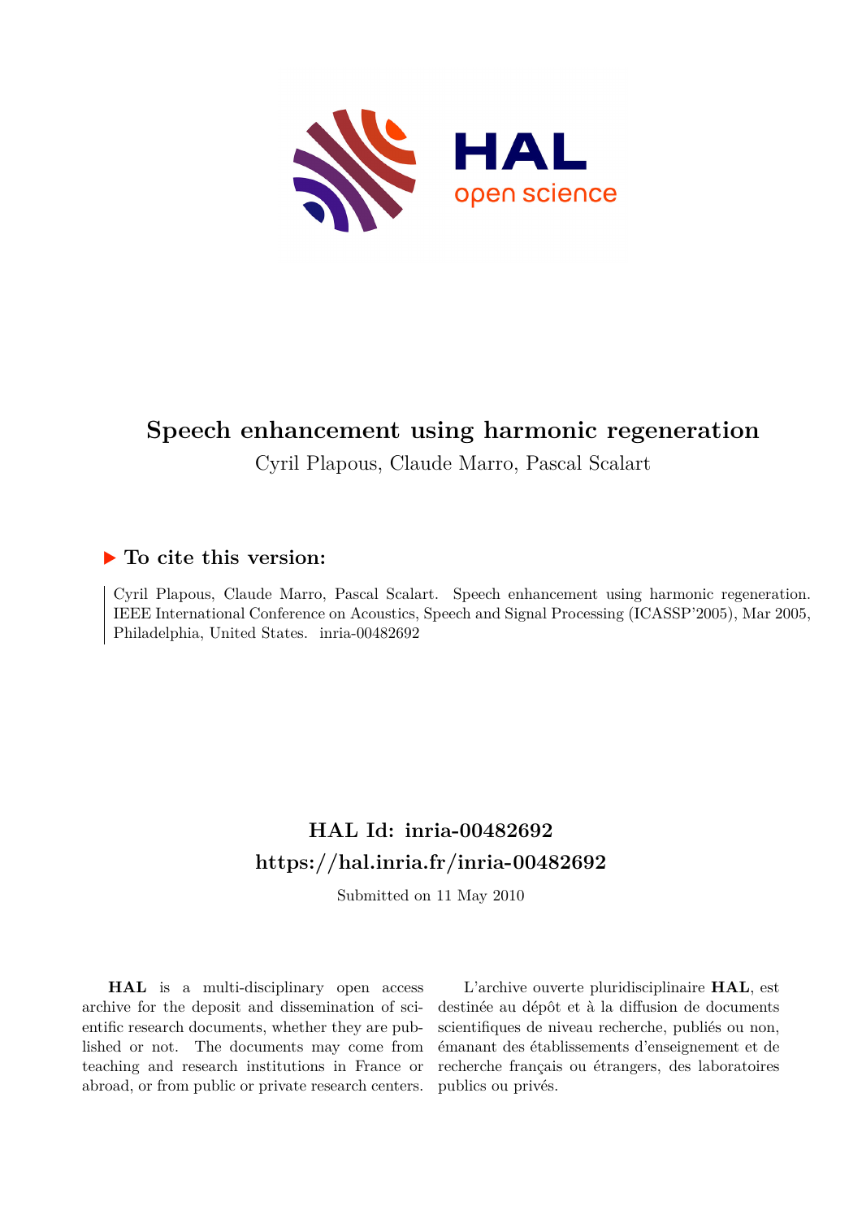# Speech enhancement using harmonic regeneration

Cyril Plapous, Claude Marro, Pascal Scalart

## ▶ To cite this version:

Cyril Plapous, Claude Marro, Pascal Scalart. Speech enhancement using harmonic regeneration. IEEE International Conference on Acoustics, Speech and Signal Processing (ICASSP'2005), Mar 2005, Philadelphia, United States. inria-00482692

## HAL Id: inria-00482692
## https://hal.inria.fr/inria-00482692

Submitted on 11 May 2010

**HAL** is a multi-disciplinary open access archive for the deposit and dissemination of scientific research documents, whether they are published or not. The documents may come from teaching and research institutions in France or abroad, or from public or private research centers.

L'archive ouverte pluridisciplinaire **HAL**, est destinée au dépôt et à la diffusion de documents scientifiques de niveau recherche, publiés ou non, émanant des établissements d'enseignement et de recherche français ou étrangers, des laboratoires publics ou privés.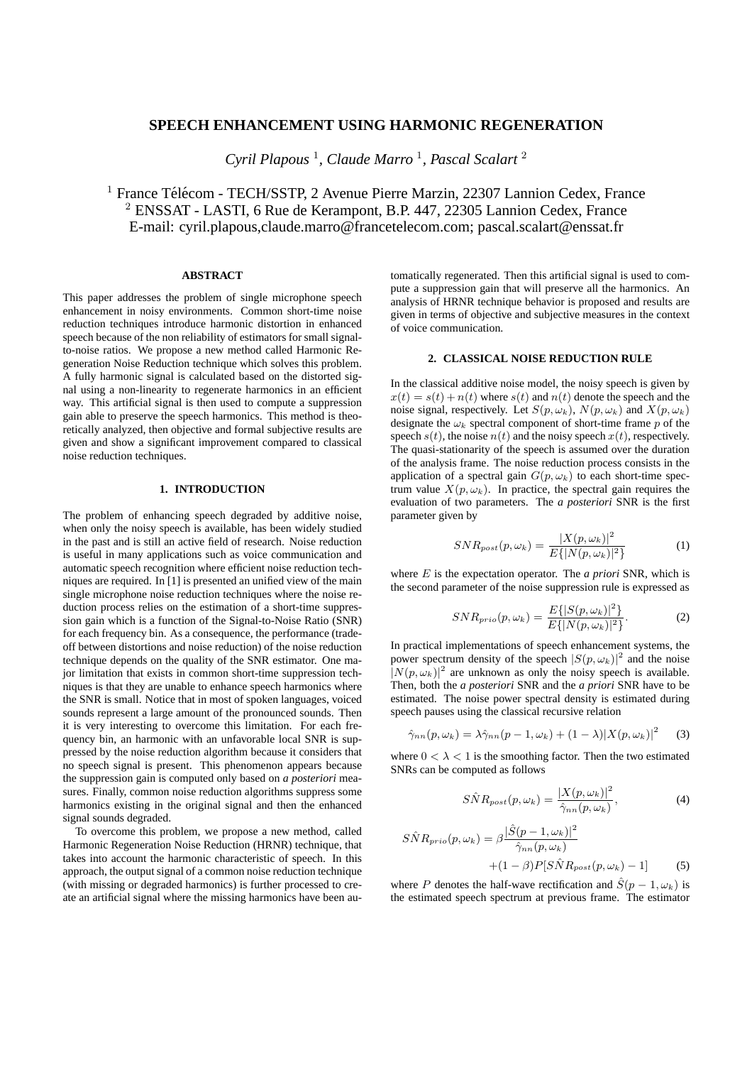# SPEECH ENHANCEMENT USING HARMONIC REGENERATION

*Cyril Plapous* [1], *Claude Marro* [1], *Pascal Scalart* [2]

[1] France Télécom - TECH/SSTP, 2 Avenue Pierre Marzin, 22307 Lannion Cedex, France
[2] ENSSAT - LASTI, 6 Rue de Kerampont, B.P. 447, 22305 Lannion Cedex, France
E-mail: cyril.plapous,claude.marro@francetelecom.com; pascal.scalart@enssat.fr

## ABSTRACT

This paper addresses the problem of single microphone speech enhancement in noisy environments. Common short-time noise reduction techniques introduce harmonic distortion in enhanced speech because of the non reliability of estimators for small signal-to-noise ratios. We propose a new method called Harmonic Regeneration Noise Reduction technique which solves this problem. A fully harmonic signal is calculated based on the distorted signal using a non-linearity to regenerate harmonics in an efficient way. This artificial signal is then used to compute a suppression gain able to preserve the speech harmonics. This method is theoretically analyzed, then objective and formal subjective results are given and show a significant improvement compared to classical noise reduction techniques.

## 1. INTRODUCTION

The problem of enhancing speech degraded by additive noise, when only the noisy speech is available, has been widely studied in the past and is still an active field of research. Noise reduction is useful in many applications such as voice communication and automatic speech recognition where efficient noise reduction techniques are required. In [1] is presented an unified view of the main single microphone noise reduction techniques where the noise reduction process relies on the estimation of a short-time suppression gain which is a function of the Signal-to-Noise Ratio (SNR) for each frequency bin. As a consequence, the performance (trade-off between distortions and noise reduction) of the noise reduction technique depends on the quality of the SNR estimator. One major limitation that exists in common short-time suppression techniques is that they are unable to enhance speech harmonics where the SNR is small. Notice that in most of spoken languages, voiced sounds represent a large amount of the pronounced sounds. Then it is very interesting to overcome this limitation. For each frequency bin, an harmonic with an unfavorable local SNR is suppressed by the noise reduction algorithm because it considers that no speech signal is present. This phenomenon appears because the suppression gain is computed only based on *a posteriori* measures. Finally, common noise reduction algorithms suppress some harmonics existing in the original signal and then the enhanced signal sounds degraded.

To overcome this problem, we propose a new method, called Harmonic Regeneration Noise Reduction (HRNR) technique, that takes into account the harmonic characteristic of speech. In this approach, the output signal of a common noise reduction technique (with missing or degraded harmonics) is further processed to create an artificial signal where the missing harmonics have been automatically regenerated. Then this artificial signal is used to compute a suppression gain that will preserve all the harmonics. An analysis of HRNR technique behavior is proposed and results are given in terms of objective and subjective measures in the context of voice communication.

## 2. CLASSICAL NOISE REDUCTION RULE

In the classical additive noise model, the noisy speech is given by $x(t) = s(t) + n(t)$ where $s(t)$ and $n(t)$ denote the speech and the noise signal, respectively. Let $S(p, \omega_k)$, $N(p, \omega_k)$ and $X(p, \omega_k)$ designate the $\omega_k$ spectral component of short-time frame $p$ of the speech $s(t)$, the noise $n(t)$ and the noisy speech $x(t)$, respectively. The quasi-stationarity of the speech is assumed over the duration of the analysis frame. The noise reduction process consists in the application of a spectral gain $G(p, \omega_k)$ to each short-time spectrum value $X(p, \omega_k)$. In practice, the spectral gain requires the evaluation of two parameters. The ***a posteriori*** SNR is the first parameter given by

$$SNR_{post}(p, \omega_k) = \frac{|X(p, \omega_k)|^2}{E\{|N(p, \omega_k)|^2\}} \quad (1)$$

where $E$ is the expectation operator. The ***a priori*** SNR, which is the second parameter of the noise suppression rule is expressed as

$$SNR_{prio}(p, \omega_k) = \frac{E\{|S(p, \omega_k)|^2\}}{E\{|N(p, \omega_k)|^2\}}. \quad (2)$$

In practical implementations of speech enhancement systems, the power spectrum density of the speech $|S(p, \omega_k)|^2$ and the noise $|N(p, \omega_k)|^2$ are unknown as only the noisy speech is available. Then, both the ***a posteriori*** SNR and the ***a priori*** SNR have to be estimated. The noise power spectral density is estimated during speech pauses using the classical recursive relation

$$\hat{\gamma}_{nn}(p, \omega_k) = \lambda \hat{\gamma}_{nn}(p-1, \omega_k) + (1-\lambda)|X(p, \omega_k)|^2 \quad (3)$$

where $0 < \lambda < 1$ is the smoothing factor. Then the two estimated SNRs can be computed as follows

$$S\hat{N}R_{post}(p, \omega_k) = \frac{|X(p, \omega_k)|^2}{\hat{\gamma}_{nn}(p, \omega_k)}, \quad (4)$$

$$S\hat{N}R_{prio}(p, \omega_k) = \beta \frac{|\hat{S}(p-1, \omega_k)|^2}{\hat{\gamma}_{nn}(p, \omega_k)} + (1-\beta) P[S\hat{N}R_{post}(p, \omega_k) - 1] \quad (5)$$

where $P$ denotes the half-wave rectification and $\hat{S}(p-1, \omega_k)$ is the estimated speech spectrum at previous frame. The estimator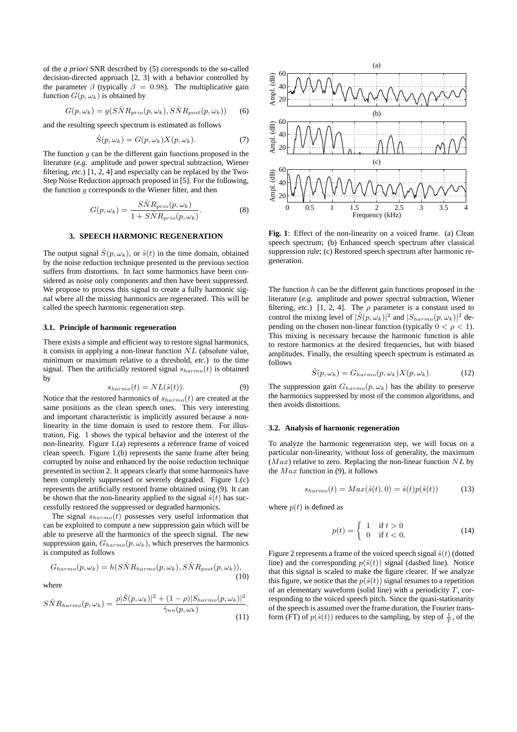of the *a priori* SNR described by (5) corresponds to the so-called decision-directed approach [2, 3] with a behavior controlled by the parameter $\beta$ (typically $\beta = 0.98$). The multiplicative gain function $G(p, \omega_k)$ is obtained by

$$G(p, \omega_k) = g(\hat{SNR}_{prio}(p, \omega_k), \hat{SNR}_{post}(p, \omega_k)) \quad (6)$$

and the resulting speech spectrum is estimated as follows

$$\hat{S}(p, \omega_k) = G(p, \omega_k)X(p, \omega_k). \quad (7)$$

The function $g$ can be the different gain functions proposed in the literature (*e.g.* amplitude and power spectral subtraction, Wiener filtering, *etc.*) [1, 2, 4] and especially can be replaced by the Two-Step Noise Reduction approach proposed in [5]. For the following, the function $g$ corresponds to the Wiener filter, and then

$$G(p, \omega_k) = \frac{\hat{SNR}_{prio}(p, \omega_k)}{1 + \hat{SNR}_{prio}(p, \omega_k)}. \quad (8)$$

## 3. SPEECH HARMONIC REGENERATION

The output signal $\hat{S}(p, \omega_k)$, or $\hat{s}(t)$ in the time domain, obtained by the noise reduction technique presented in the previous section suffers from distortions. In fact some harmonics have been considered as noise only components and then have been suppressed. We propose to process this signal to create a fully harmonic signal where all the missing harmonics are regenerated. This will be called the speech harmonic regeneration step.

### 3.1. Principle of harmonic regeneration

There exists a simple and efficient way to restore signal harmonics, it consists in applying a non-linear function $NL$ (absolute value, minimum or maximum relative to a threshold, *etc.*) to the time signal. Then the artificially restored signal $s_{harmo}(t)$ is obtained by

$$s_{harmo}(t) = NL(\hat{s}(t)). \quad (9)$$

Notice that the restored harmonics of $s_{harmo}(t)$ are created at the same positions as the clean speech ones. This very interesting and important characteristic is implicitly assured because a non-linearity in the time domain is used to restore them. For illustration, Fig. 1 shows the typical behavior and the interest of the non-linearity. Figure 1.(a) represents a reference frame of voiced clean speech. Figure 1.(b) represents the same frame after being corrupted by noise and enhanced by the noise reduction technique presented in section 2. It appears clearly that some harmonics have been completely suppressed or severely degraded. Figure 1.(c) represents the artificially restored frame obtained using (9). It can be shown that the non-linearity applied to the signal $\hat{s}(t)$ has successfully restored the suppressed or degraded harmonics.

The signal $s_{harmo}(t)$ possesses very useful information that can be exploited to compute a new suppression gain which will be able to preserve all the harmonics of the speech signal. The new suppression gain, $G_{harmo}(p, \omega_k)$, which preserves the harmonics is computed as follows

$$G_{harmo}(p, \omega_k) = h(\hat{SNR}_{harmo}(p, \omega_k), \hat{SNR}_{post}(p, \omega_k)), \quad (10)$$

where

$$\hat{SNR}_{harmo}(p, \omega_k) = \frac{\rho|\hat{S}(p, \omega_k)|^2 + (1 - \rho)|S_{harmo}(p, \omega_k)|^2}{\hat{\gamma}_{nn}(p, \omega_k)}. \quad (11)$$

**Fig. 1**: Effect of the non-linearity on a voiced frame. (a) Clean speech spectrum; (b) Enhanced speech spectrum after classical suppression rule; (c) Restored speech spectrum after harmonic regeneration.

The function $h$ can be the different gain functions proposed in the literature (*e.g.* amplitude and power spectral subtraction, Wiener filtering, *etc.*) [1, 2, 4]. The $\rho$ parameter is a constant used to control the mixing level of $|\hat{S}(p, \omega_k)|^2$ and $|S_{harmo}(p, \omega_k)|^2$ depending on the chosen non-linear function (typically $0 < \rho < 1$). This mixing is necessary because the harmonic function is able to restore harmonics at the desired frequencies, but with biased amplitudes. Finally, the resulting speech spectrum is estimated as follows

$$\hat{S}(p, \omega_k) = G_{harmo}(p, \omega_k)X(p, \omega_k). \quad (12)$$

The suppression gain $G_{harmo}(p, \omega_k)$ has the ability to preserve the harmonics suppressed by most of the common algorithms, and then avoids distortions.

### 3.2. Analysis of harmonic regeneration

To analyze the harmonic regeneration step, we will focus on a particular non-linearity, without loss of generality, the maximum ($Max$) relative to zero. Replacing the non-linear function $NL$ by the $Max$ function in (9), it follows

$$s_{harmo}(t) = Max(\hat{s}(t), 0) = \hat{s}(t)p(\hat{s}(t)) \quad (13)$$

where $p(t)$ is defined as

$$p(t) = \begin{cases} 1 & \text{if } t > 0 \\ 0 & \text{if } t < 0. \end{cases} \quad (14)$$

Figure 2 represents a frame of the voiced speech signal $\hat{s}(t)$ (dotted line) and the corresponding $p(\hat{s}(t))$ signal (dashed line). Notice that this signal is scaled to make the figure clearer. If we analyze this figure, we notice that the $p(\hat{s}(t))$ signal resumes to a repetition of an elementary waveform (solid line) with a periodicity $T$, corresponding to the voiced speech pitch. Since the quasi-stationarity of the speech is assumed over the frame duration, the Fourier transform (FT) of $p(\hat{s}(t))$ reduces to the sampling, by step of $\frac{1}{T}$, of the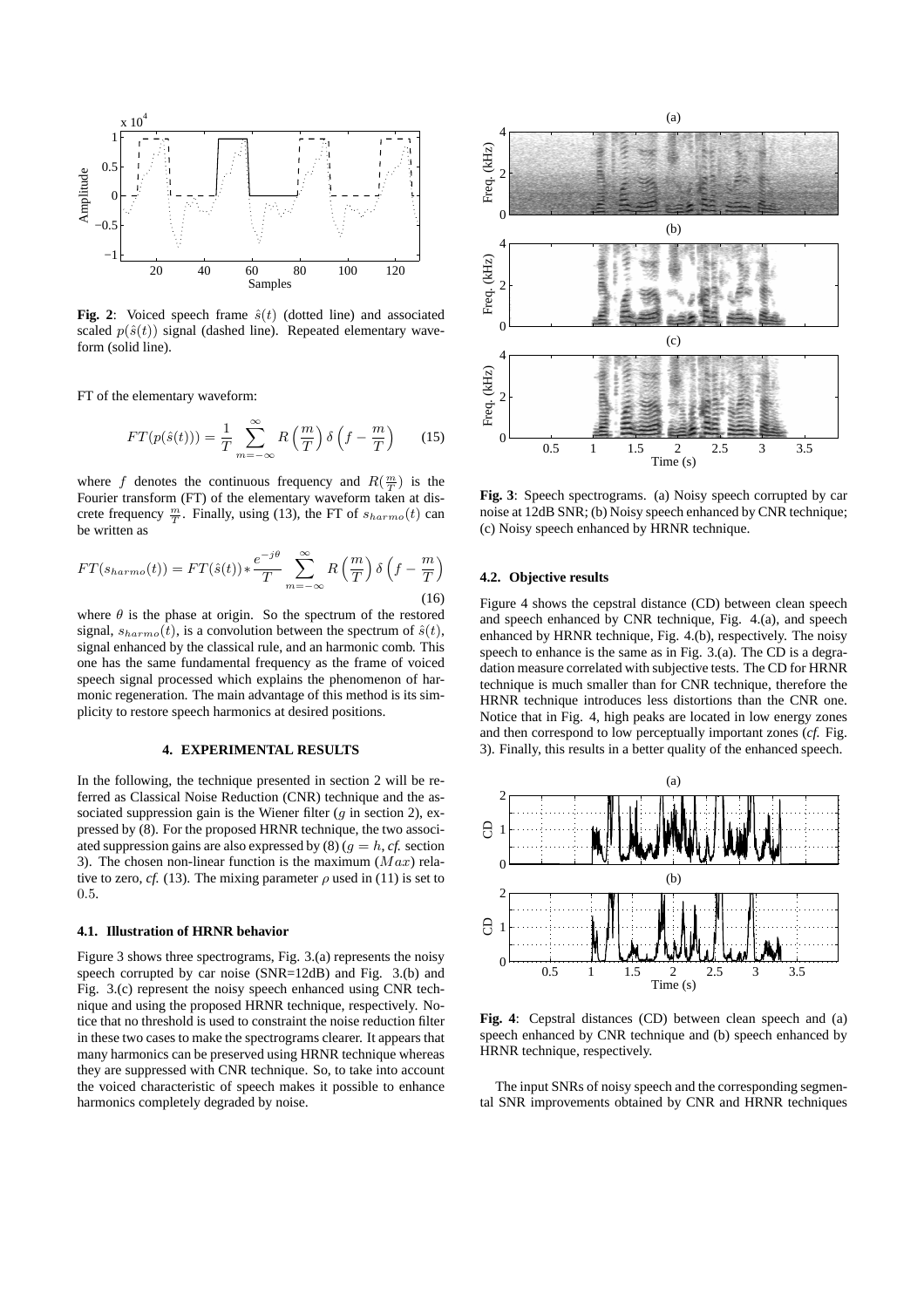**Fig. 2**: Voiced speech frame $\hat{s}(t)$ (dotted line) and associated scaled $p(\hat{s}(t))$ signal (dashed line). Repeated elementary waveform (solid line).

FT of the elementary waveform:

$$FT(p(\hat{s}(t))) = \frac{1}{T}\sum_{m=-\infty}^{\infty} R\left(\frac{m}{T}\right)\delta\left(f - \frac{m}{T}\right) \quad (15)$$

where $f$ denotes the continuous frequency and $R(\frac{m}{T})$ is the Fourier transform (FT) of the elementary waveform taken at discrete frequency $\frac{m}{T}$. Finally, using (13), the FT of $s_{harmo}(t)$ can be written as

$$FT(s_{harmo}(t)) = FT(\hat{s}(t)) * \frac{e^{-j\theta}}{T}\sum_{m=-\infty}^{\infty} R\left(\frac{m}{T}\right)\delta\left(f - \frac{m}{T}\right) \quad (16)$$

where $\theta$ is the phase at origin. So the spectrum of the restored signal, $s_{harmo}(t)$, is a convolution between the spectrum of $\hat{s}(t)$, signal enhanced by the classical rule, and an harmonic comb. This one has the same fundamental frequency as the frame of voiced speech signal processed which explains the phenomenon of harmonic regeneration. The main advantage of this method is its simplicity to restore speech harmonics at desired positions.

## 4. EXPERIMENTAL RESULTS

In the following, the technique presented in section 2 will be referred as Classical Noise Reduction (CNR) technique and the associated suppression gain is the Wiener filter ($g$ in section 2), expressed by (8). For the proposed HRNR technique, the two associated suppression gains are also expressed by (8) ($g = h$, *cf.* section 3). The chosen non-linear function is the maximum ($Max$) relative to zero, *cf.* (13). The mixing parameter $\rho$ used in (11) is set to $0.5$.

### 4.1. Illustration of HRNR behavior

Figure 3 shows three spectrograms, Fig. 3.(a) represents the noisy speech corrupted by car noise (SNR=12dB) and Fig. 3.(b) and Fig. 3.(c) represent the noisy speech enhanced using CNR technique and using the proposed HRNR technique, respectively. Notice that no threshold is used to constraint the noise reduction filter in these two cases to make the spectrograms clearer. It appears that many harmonics can be preserved using HRNR technique whereas they are suppressed with CNR technique. So, to take into account the voiced characteristic of speech makes it possible to enhance harmonics completely degraded by noise.

**Fig. 3**: Speech spectrograms. (a) Noisy speech corrupted by car noise at 12dB SNR; (b) Noisy speech enhanced by CNR technique; (c) Noisy speech enhanced by HRNR technique.

### 4.2. Objective results

Figure 4 shows the cepstral distance (CD) between clean speech and speech enhanced by CNR technique, Fig. 4.(a), and speech enhanced by HRNR technique, Fig. 4.(b), respectively. The noisy speech to enhance is the same as in Fig. 3.(a). The CD is a degradation measure correlated with subjective tests. The CD for HRNR technique is much smaller than for CNR technique, therefore the HRNR technique introduces less distortions than the CNR one. Notice that in Fig. 4, high peaks are located in low energy zones and then correspond to low perceptually important zones (*cf.* Fig. 3). Finally, this results in a better quality of the enhanced speech.

**Fig. 4**: Cepstral distances (CD) between clean speech and (a) speech enhanced by CNR technique and (b) speech enhanced by HRNR technique, respectively.

The input SNRs of noisy speech and the corresponding segmental SNR improvements obtained by CNR and HRNR techniques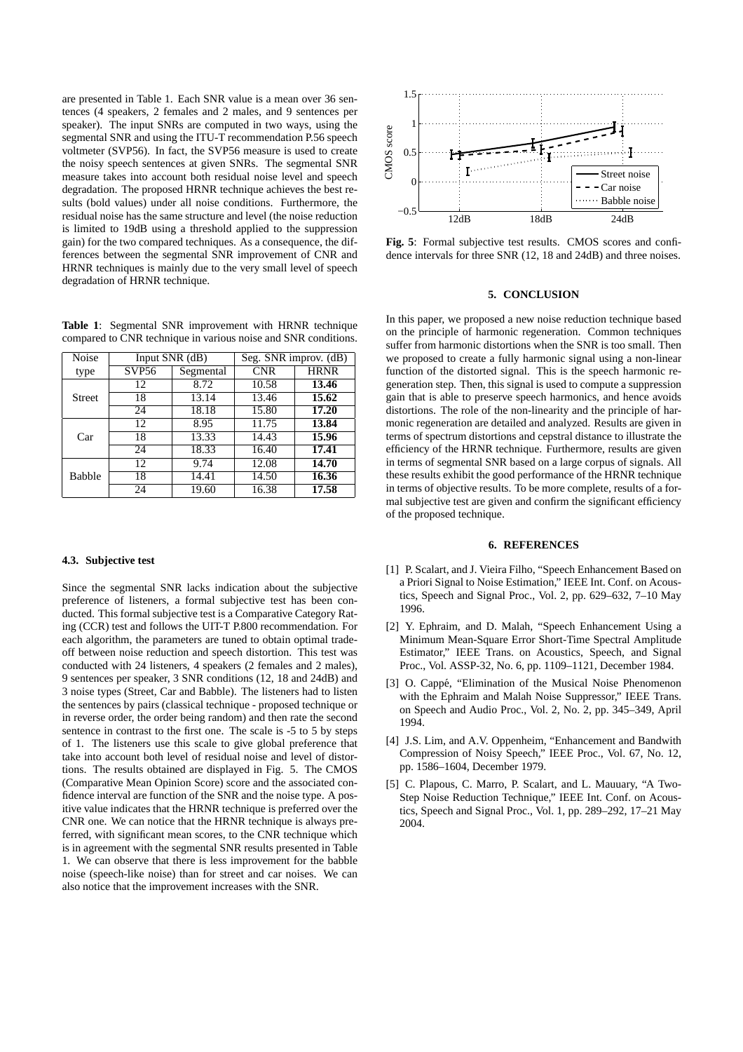are presented in Table 1. Each SNR value is a mean over 36 sentences (4 speakers, 2 females and 2 males, and 9 sentences per speaker). The input SNRs are computed in two ways, using the segmental SNR and using the ITU-T recommendation P.56 speech voltmeter (SVP56). In fact, the SVP56 measure is used to create the noisy speech sentences at given SNRs. The segmental SNR measure takes into account both residual noise level and speech degradation. The proposed HRNR technique achieves the best results (bold values) under all noise conditions. Furthermore, the residual noise has the same structure and level (the noise reduction is limited to 19dB using a threshold applied to the suppression gain) for the two compared techniques. As a consequence, the differences between the segmental SNR improvement of CNR and HRNR techniques is mainly due to the very small level of speech degradation of HRNR technique.

**Table 1**: Segmental SNR improvement with HRNR technique compared to CNR technique in various noise and SNR conditions.

| Noise | Input SNR (dB) | | Seg. SNR improv. (dB) | |
|---|---|---|---|---|
| type | SVP56 | Segmental | CNR | HRNR |
| Street | 12 | 8.72 | 10.58 | **13.46** |
| | 18 | 13.14 | 13.46 | **15.62** |
| | 24 | 18.18 | 15.80 | **17.20** |
| Car | 12 | 8.95 | 11.75 | **13.84** |
| | 18 | 13.33 | 14.43 | **15.96** |
| | 24 | 18.33 | 16.40 | **17.41** |
| Babble | 12 | 9.74 | 12.08 | **14.70** |
| | 18 | 14.41 | 14.50 | **16.36** |
| | 24 | 19.60 | 16.38 | **17.58** |

### 4.3. Subjective test

Since the segmental SNR lacks indication about the subjective preference of listeners, a formal subjective test has been conducted. This formal subjective test is a Comparative Category Rating (CCR) test and follows the UIT-T P.800 recommendation. For each algorithm, the parameters are tuned to obtain optimal tradeoff between noise reduction and speech distortion. This test was conducted with 24 listeners, 4 speakers (2 females and 2 males), 9 sentences per speaker, 3 SNR conditions (12, 18 and 24dB) and 3 noise types (Street, Car and Babble). The listeners had to listen the sentences by pairs (classical technique - proposed technique or in reverse order, the order being random) and then rate the second sentence in contrast to the first one. The scale is -5 to 5 by steps of 1. The listeners use this scale to give global preference that take into account both level of residual noise and level of distortions. The results obtained are displayed in Fig. 5. The CMOS (Comparative Mean Opinion Score) score and the associated confidence interval are function of the SNR and the noise type. A positive value indicates that the HRNR technique is preferred over the CNR one. We can notice that the HRNR technique is always preferred, with significant mean scores, to the CNR technique which is in agreement with the segmental SNR results presented in Table 1. We can observe that there is less improvement for the babble noise (speech-like noise) than for street and car noises. We can also notice that the improvement increases with the SNR.

CMOS score
1.5
1
0.5
0
−0.5
12dB
18dB
24dB
Street noise
Car noise
Babble noise

**Fig. 5**: Formal subjective test results. CMOS scores and confidence intervals for three SNR (12, 18 and 24dB) and three noises.

## 5. CONCLUSION

In this paper, we proposed a new noise reduction technique based on the principle of harmonic regeneration. Common techniques suffer from harmonic distortions when the SNR is too small. Then we proposed to create a fully harmonic signal using a non-linear function of the distorted signal. This is the speech harmonic regeneration step. Then, this signal is used to compute a suppression gain that is able to preserve speech harmonics, and hence avoids distortions. The role of the non-linearity and the principle of harmonic regeneration are detailed and analyzed. Results are given in terms of spectrum distortions and cepstral distance to illustrate the efficiency of the HRNR technique. Furthermore, results are given in terms of segmental SNR based on a large corpus of signals. All these results exhibit the good performance of the HRNR technique in terms of objective results. To be more complete, results of a formal subjective test are given and confirm the significant efficiency of the proposed technique.

## 6. REFERENCES

[1] P. Scalart, and J. Vieira Filho, "Speech Enhancement Based on a Priori Signal to Noise Estimation," IEEE Int. Conf. on Acoustics, Speech and Signal Proc., Vol. 2, pp. 629–632, 7–10 May 1996.

[2] Y. Ephraim, and D. Malah, "Speech Enhancement Using a Minimum Mean-Square Error Short-Time Spectral Amplitude Estimator," IEEE Trans. on Acoustics, Speech, and Signal Proc., Vol. ASSP-32, No. 6, pp. 1109–1121, December 1984.

[3] O. Cappé, "Elimination of the Musical Noise Phenomenon with the Ephraim and Malah Noise Suppressor," IEEE Trans. on Speech and Audio Proc., Vol. 2, No. 2, pp. 345–349, April 1994.

[4] J.S. Lim, and A.V. Oppenheim, "Enhancement and Bandwith Compression of Noisy Speech," IEEE Proc., Vol. 67, No. 12, pp. 1586–1604, December 1979.

[5] C. Plapous, C. Marro, P. Scalart, and L. Mauuary, "A Two-Step Noise Reduction Technique," IEEE Int. Conf. on Acoustics, Speech and Signal Proc., Vol. 1, pp. 289–292, 17–21 May 2004.